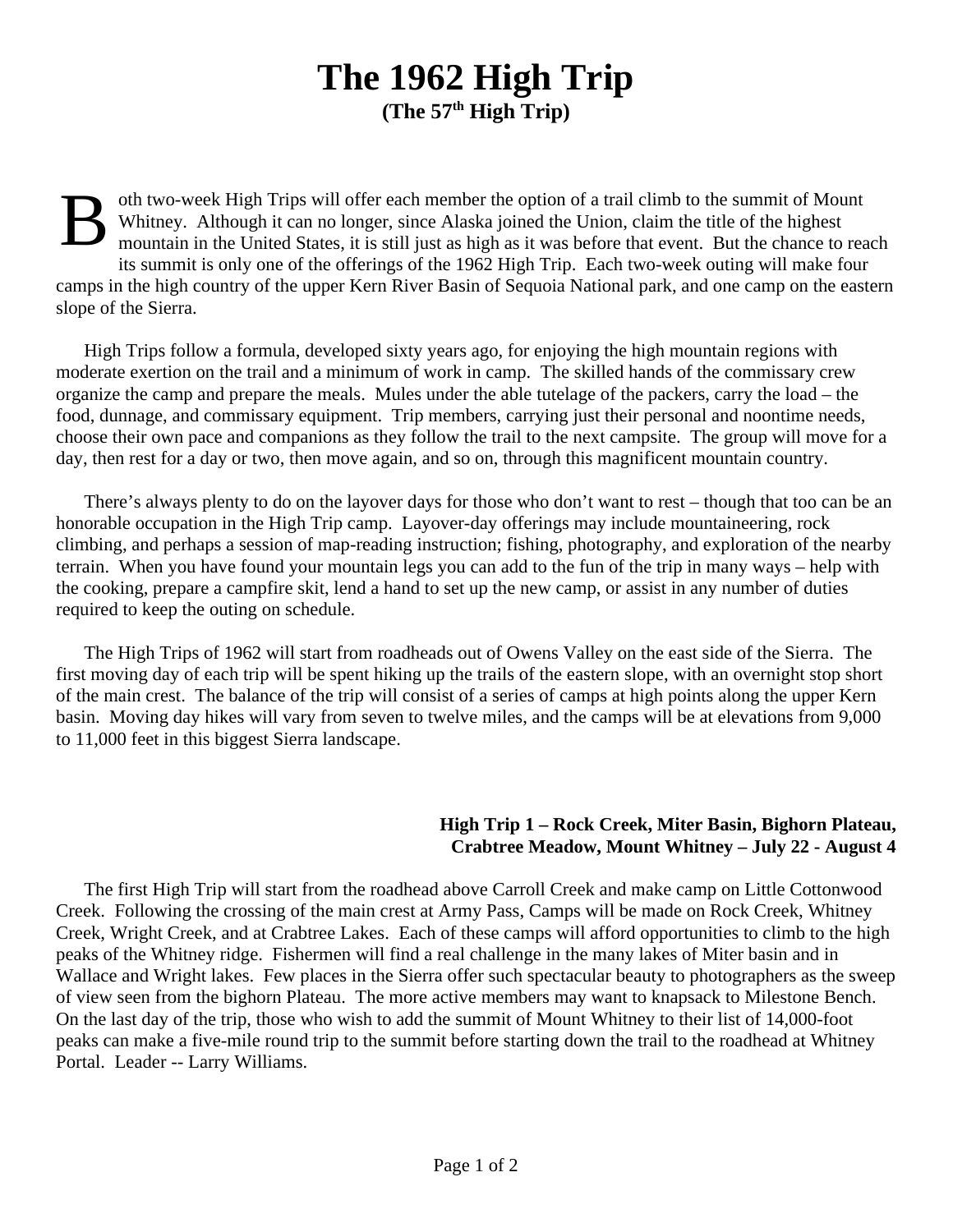# The 1962 High Trip

**(The 57th High Trip)**

Both two-week High Trips will offer each member the option of a trail climb to the summit of Mount Whitney. Although it can no longer, since Alaska joined the Union, claim the title of the highest mountain in the United States, it is still just as high as it was before that event. But the chance to reach its summit is only one of the offerings of the 1962 High Trip. Each two-week outing will make four camps in the high country of the upper Kern River Basin of Sequoia National park, and one camp on the eastern slope of the Sierra.

High Trips follow a formula, developed sixty years ago, for enjoying the high mountain regions with moderate exertion on the trail and a minimum of work in camp. The skilled hands of the commissary crew organize the camp and prepare the meals. Mules under the able tutelage of the packers, carry the load – the food, dunnage, and commissary equipment. Trip members, carrying just their personal and noontime needs, choose their own pace and companions as they follow the trail to the next campsite. The group will move for a day, then rest for a day or two, then move again, and so on, through this magnificent mountain country.

There's always plenty to do on the layover days for those who don't want to rest – though that too can be an honorable occupation in the High Trip camp. Layover-day offerings may include mountaineering, rock climbing, and perhaps a session of map-reading instruction; fishing, photography, and exploration of the nearby terrain. When you have found your mountain legs you can add to the fun of the trip in many ways – help with the cooking, prepare a campfire skit, lend a hand to set up the new camp, or assist in any number of duties required to keep the outing on schedule.

The High Trips of 1962 will start from roadheads out of Owens Valley on the east side of the Sierra. The first moving day of each trip will be spent hiking up the trails of the eastern slope, with an overnight stop short of the main crest. The balance of the trip will consist of a series of camps at high points along the upper Kern basin. Moving day hikes will vary from seven to twelve miles, and the camps will be at elevations from 9,000 to 11,000 feet in this biggest Sierra landscape.

**High Trip 1 – Rock Creek, Miter Basin, Bighorn Plateau, Crabtree Meadow, Mount Whitney – July 22 - August 4**

The first High Trip will start from the roadhead above Carroll Creek and make camp on Little Cottonwood Creek. Following the crossing of the main crest at Army Pass, Camps will be made on Rock Creek, Whitney Creek, Wright Creek, and at Crabtree Lakes. Each of these camps will afford opportunities to climb to the high peaks of the Whitney ridge. Fishermen will find a real challenge in the many lakes of Miter basin and in Wallace and Wright lakes. Few places in the Sierra offer such spectacular beauty to photographers as the sweep of view seen from the bighorn Plateau. The more active members may want to knapsack to Milestone Bench. On the last day of the trip, those who wish to add the summit of Mount Whitney to their list of 14,000-foot peaks can make a five-mile round trip to the summit before starting down the trail to the roadhead at Whitney Portal. Leader -- Larry Williams.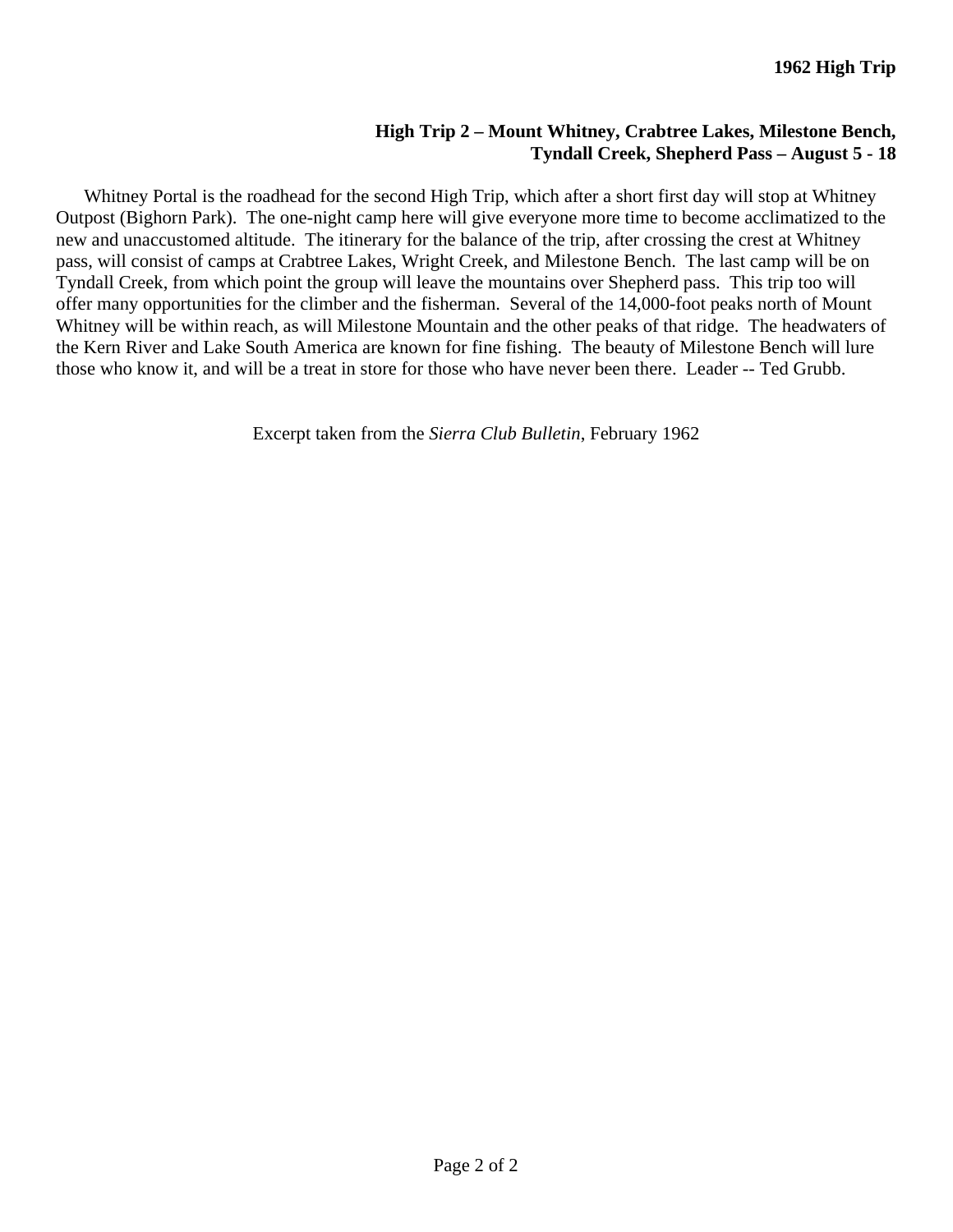## High Trip 2 – Mount Whitney, Crabtree Lakes, Milestone Bench, Tyndall Creek, Shepherd Pass – August 5 - 18

Whitney Portal is the roadhead for the second High Trip, which after a short first day will stop at Whitney Outpost (Bighorn Park). The one-night camp here will give everyone more time to become acclimatized to the new and unaccustomed altitude. The itinerary for the balance of the trip, after crossing the crest at Whitney pass, will consist of camps at Crabtree Lakes, Wright Creek, and Milestone Bench. The last camp will be on Tyndall Creek, from which point the group will leave the mountains over Shepherd pass. This trip too will offer many opportunities for the climber and the fisherman. Several of the 14,000-foot peaks north of Mount Whitney will be within reach, as will Milestone Mountain and the other peaks of that ridge. The headwaters of the Kern River and Lake South America are known for fine fishing. The beauty of Milestone Bench will lure those who know it, and will be a treat in store for those who have never been there. Leader -- Ted Grubb.

Excerpt taken from the *Sierra Club Bulletin*, February 1962